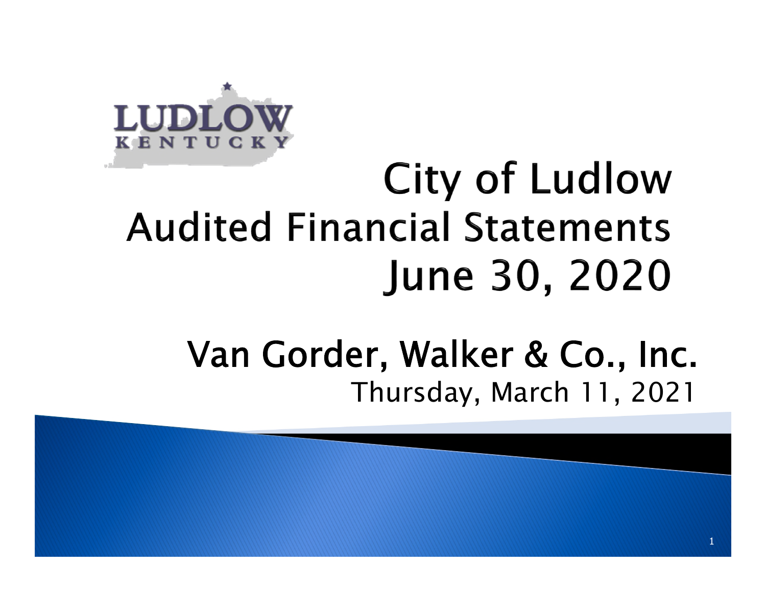LUDLOW
KENTUCKY

# City of Ludlow
# Audited Financial Statements
# June 30, 2020

## Van Gorder, Walker & Co., Inc.

Thursday, March 11, 2021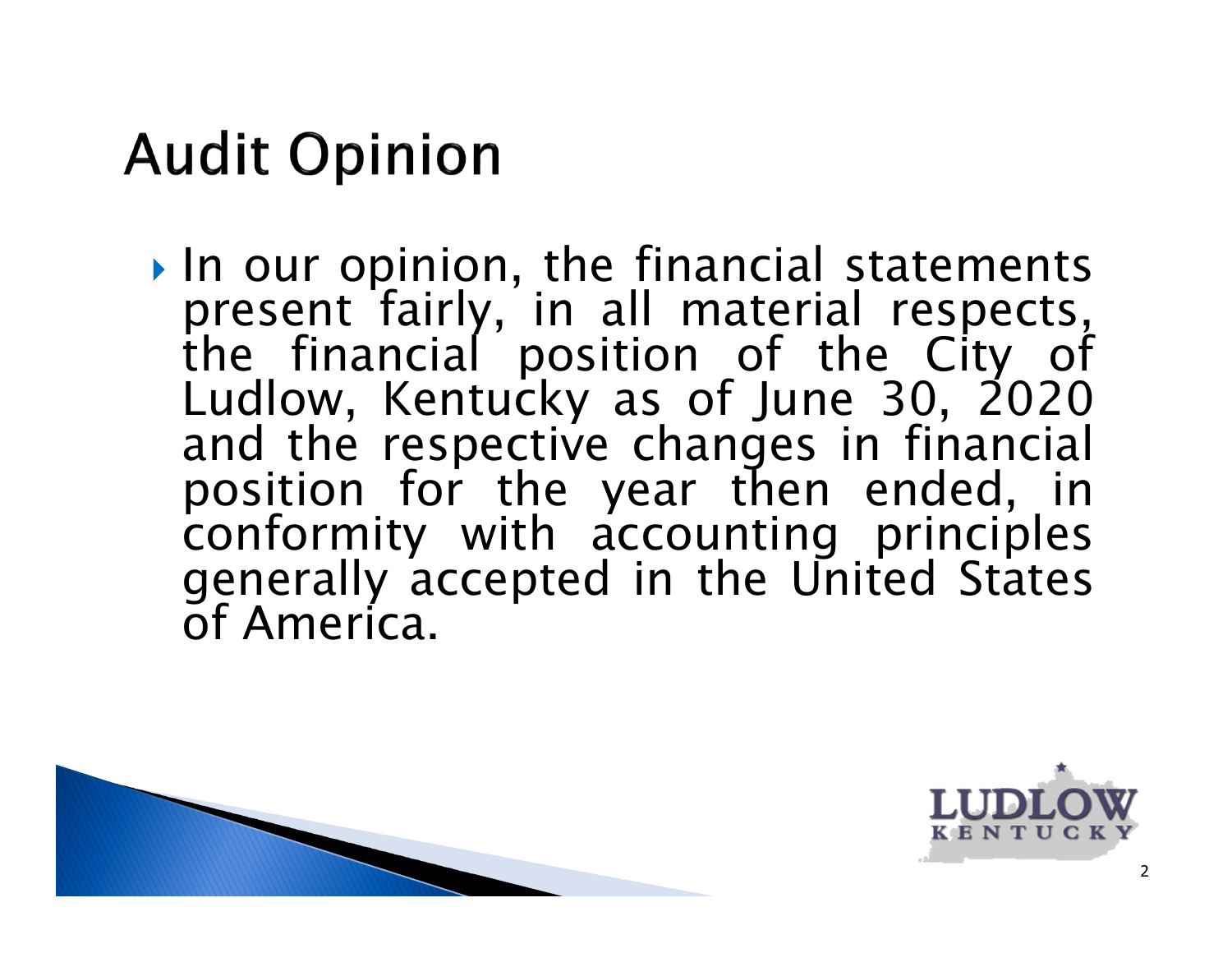# Audit Opinion

- In our opinion, the financial statements present fairly, in all material respects, the financial position of the City of Ludlow, Kentucky as of June 30, 2020 and the respective changes in financial position for the year then ended, in conformity with accounting principles generally accepted in the United States of America.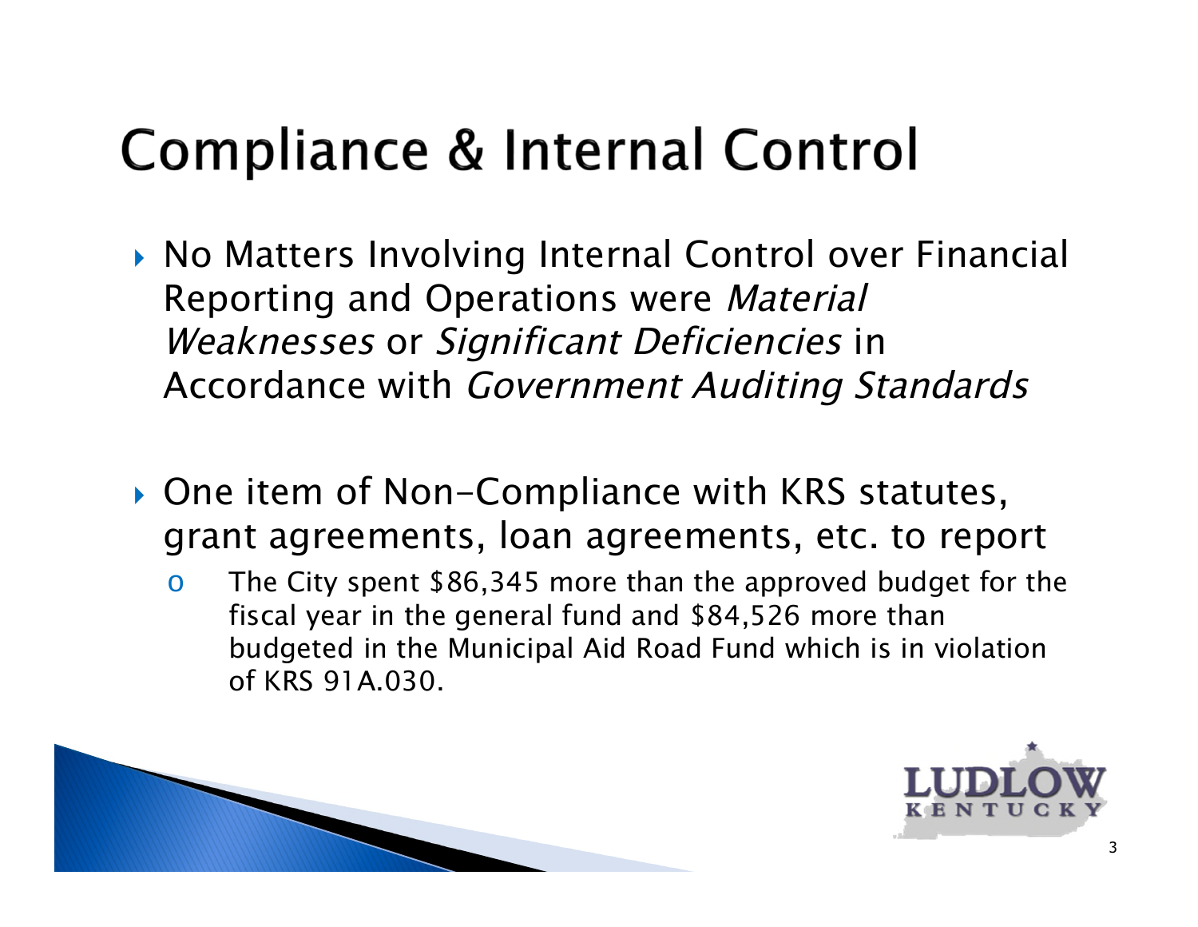# Compliance & Internal Control

- No Matters Involving Internal Control over Financial Reporting and Operations were *Material Weaknesses* or *Significant Deficiencies* in Accordance with *Government Auditing Standards*

- One item of Non-Compliance with KRS statutes, grant agreements, loan agreements, etc. to report
  - The City spent $86,345 more than the approved budget for the fiscal year in the general fund and $84,526 more than budgeted in the Municipal Aid Road Fund which is in violation of KRS 91A.030.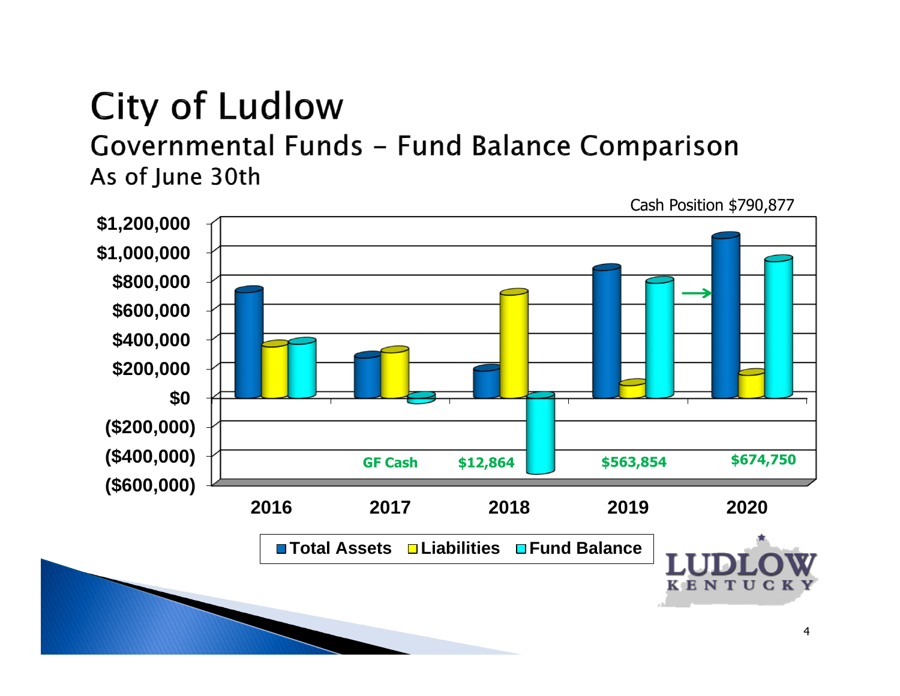# City of Ludlow

## Governmental Funds – Fund Balance Comparison

### As of June 30th

Cash Position $790,877

GF Cash $12,864 $563,854 $674,750

$1,200,000
$1,000,000
$800,000
$600,000
$400,000
$200,000
$0
($200,000)
($400,000)
($600,000)

2016 2017 2018 2019 2020

Total Assets | Liabilities | Fund Balance

LUDLOW KENTUCKY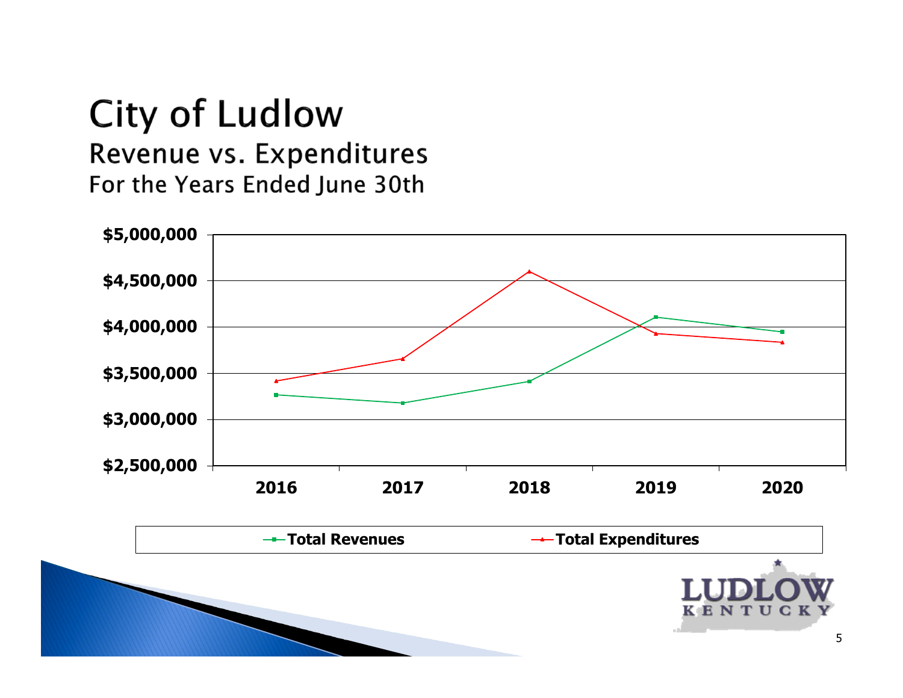# City of Ludlow

## Revenue vs. Expenditures

### For the Years Ended June 30th

$5,000,000
$4,500,000
$4,000,000
$3,500,000
$3,000,000
$2,500,000

2016 2017 2018 2019 2020

Total Revenues — Total Expenditures

LUDLOW KENTUCKY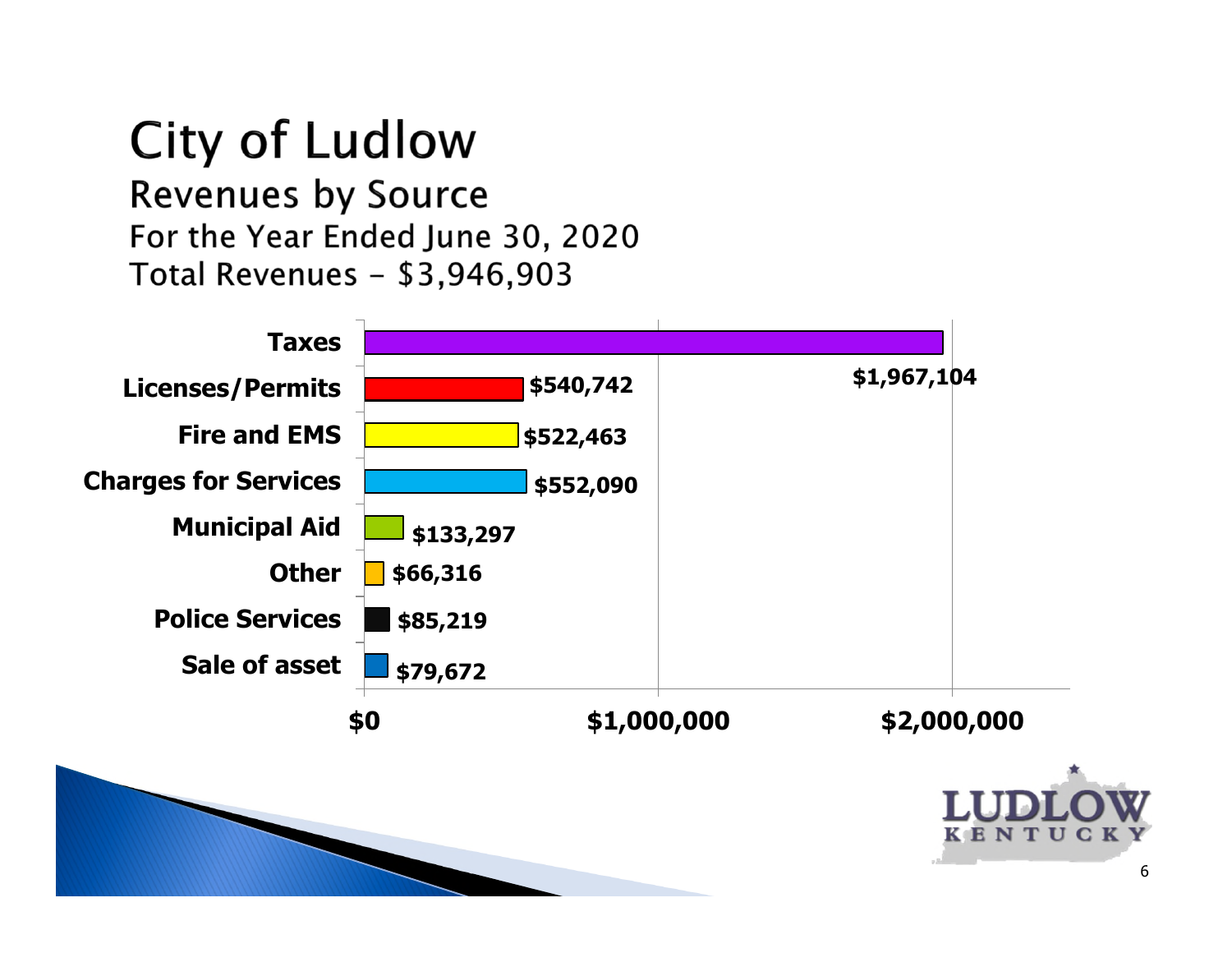# City of Ludlow

## Revenues by Source

For the Year Ended June 30, 2020

Total Revenues - $3,946,903

| Source | Amount |
| --- | --- |
| Taxes | $1,967,104 |
| Licenses/Permits | $540,742 |
| Fire and EMS | $522,463 |
| Charges for Services | $552,090 |
| Municipal Aid | $133,297 |
| Other | $66,316 |
| Police Services | $85,219 |
| Sale of asset | $79,672 |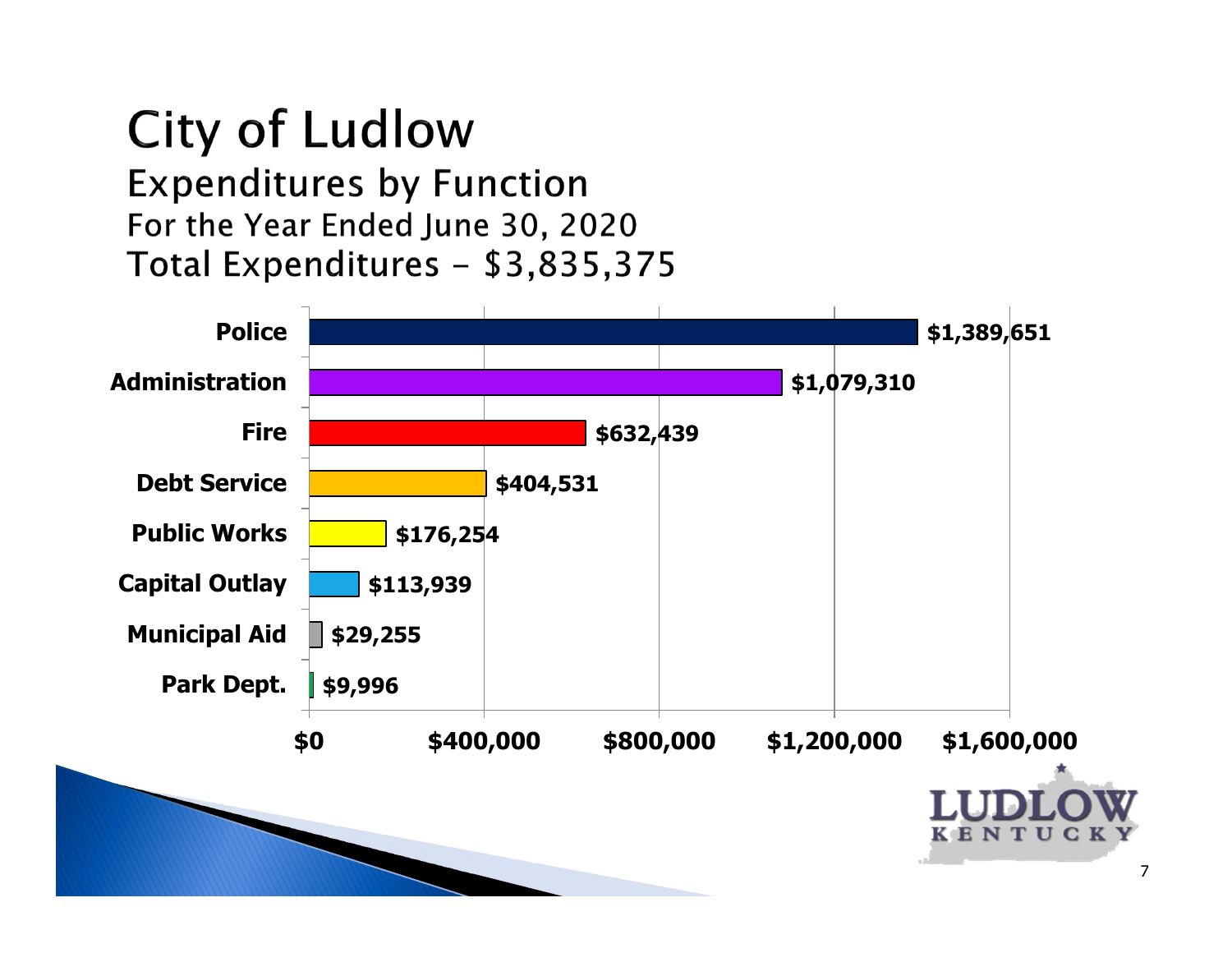# City of Ludlow

## Expenditures by Function

### For the Year Ended June 30, 2020

### Total Expenditures - $3,835,375

| Function | Amount |
| --- | --- |
| Police | $1,389,651 |
| Administration | $1,079,310 |
| Fire | $632,439 |
| Debt Service | $404,531 |
| Public Works | $176,254 |
| Capital Outlay | $113,939 |
| Municipal Aid | $29,255 |
| Park Dept. | $9,996 |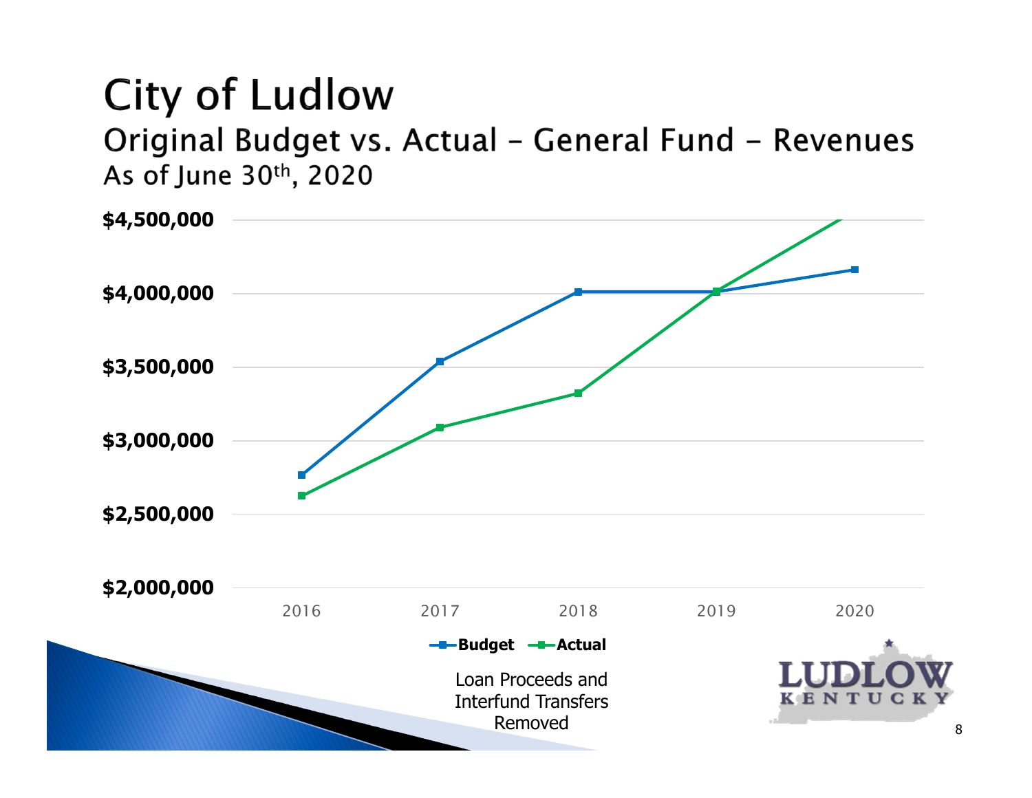# City of Ludlow

## Original Budget vs. Actual – General Fund – Revenues

### As of June 30th, 2020

$4,500,000
$4,000,000
$3,500,000
$3,000,000
$2,500,000
$2,000,000

2016 2017 2018 2019 2020

**Budget** **Actual**

Loan Proceeds and Interfund Transfers Removed

LUDLOW KENTUCKY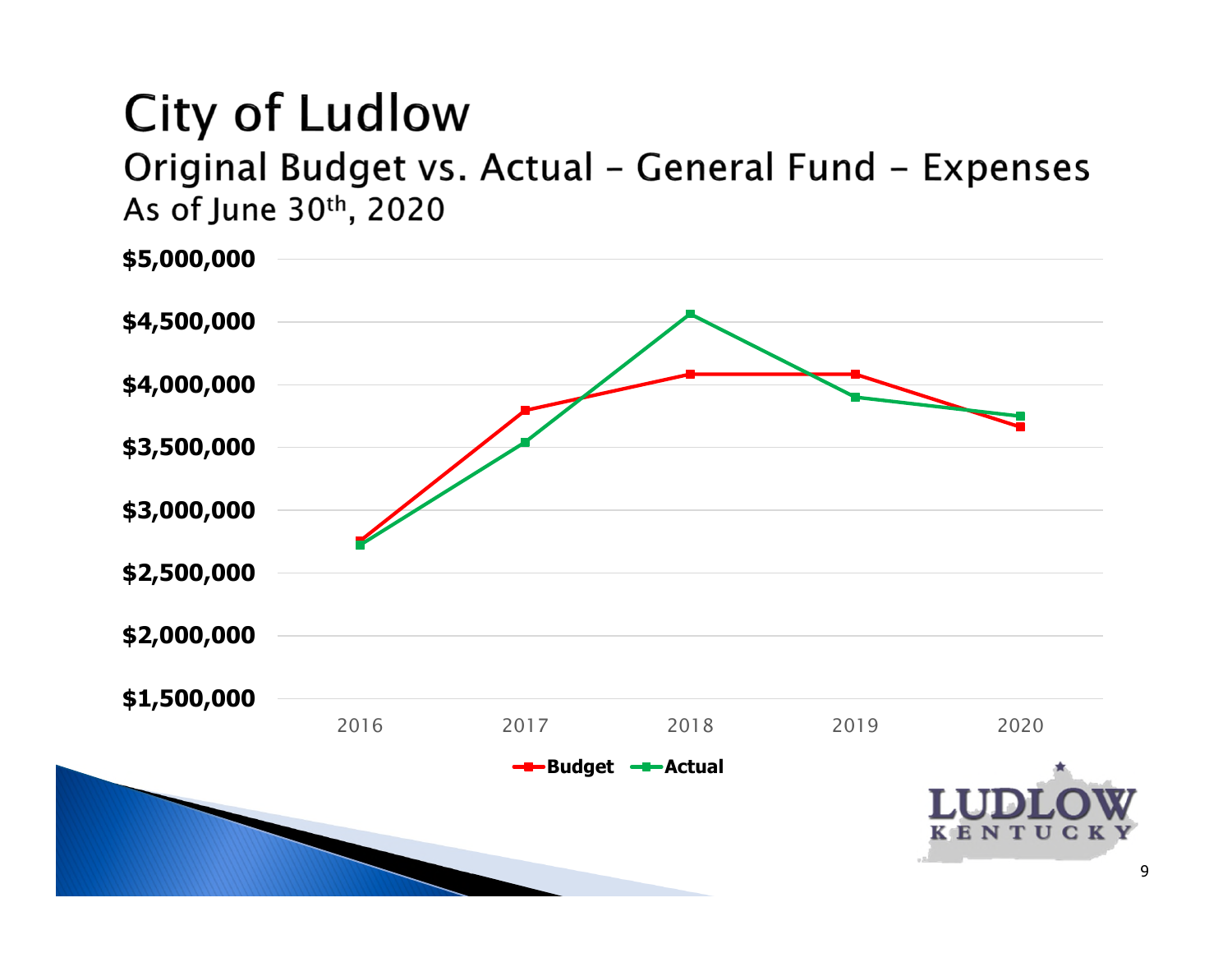# City of Ludlow

## Original Budget vs. Actual – General Fund – Expenses

### As of June 30th, 2020

$5,000,000
$4,500,000
$4,000,000
$3,500,000
$3,000,000
$2,500,000
$2,000,000
$1,500,000

2016
2017
2018
2019
2020

Budget
Actual

LUDLOW
KENTUCKY